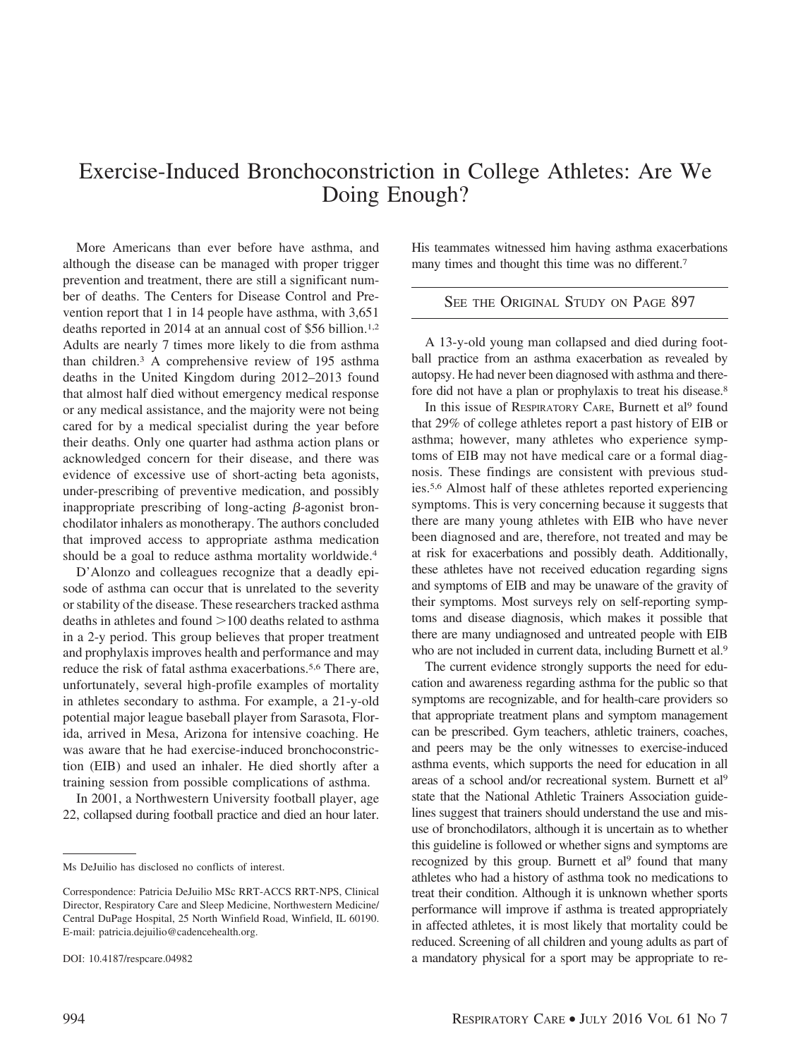# Exercise-Induced Bronchoconstriction in College Athletes: Are We Doing Enough?

More Americans than ever before have asthma, and although the disease can be managed with proper trigger prevention and treatment, there are still a significant number of deaths. The Centers for Disease Control and Prevention report that 1 in 14 people have asthma, with 3,651 deaths reported in 2014 at an annual cost of $56 billion.[1,2] Adults are nearly 7 times more likely to die from asthma than children.[3] A comprehensive review of 195 asthma deaths in the United Kingdom during 2012–2013 found that almost half died without emergency medical response or any medical assistance, and the majority were not being cared for by a medical specialist during the year before their deaths. Only one quarter had asthma action plans or acknowledged concern for their disease, and there was evidence of excessive use of short-acting beta agonists, under-prescribing of preventive medication, and possibly inappropriate prescribing of long-acting $\beta$-agonist bronchodilator inhalers as monotherapy. The authors concluded that improved access to appropriate asthma medication should be a goal to reduce asthma mortality worldwide.[4]

D'Alonzo and colleagues recognize that a deadly episode of asthma can occur that is unrelated to the severity or stability of the disease. These researchers tracked asthma deaths in athletes and found >100 deaths related to asthma in a 2-y period. This group believes that proper treatment and prophylaxis improves health and performance and may reduce the risk of fatal asthma exacerbations.[5,6] There are, unfortunately, several high-profile examples of mortality in athletes secondary to asthma. For example, a 21-y-old potential major league baseball player from Sarasota, Florida, arrived in Mesa, Arizona for intensive coaching. He was aware that he had exercise-induced bronchoconstriction (EIB) and used an inhaler. He died shortly after a training session from possible complications of asthma.

In 2001, a Northwestern University football player, age 22, collapsed during football practice and died an hour later. His teammates witnessed him having asthma exacerbations many times and thought this time was no different.[7]

SEE THE ORIGINAL STUDY ON PAGE 897

A 13-y-old young man collapsed and died during football practice from an asthma exacerbation as revealed by autopsy. He had never been diagnosed with asthma and therefore did not have a plan or prophylaxis to treat his disease.[8]

In this issue of RESPIRATORY CARE, Burnett et al[9] found that 29% of college athletes report a past history of EIB or asthma; however, many athletes who experience symptoms of EIB may not have medical care or a formal diagnosis. These findings are consistent with previous studies.[5,6] Almost half of these athletes reported experiencing symptoms. This is very concerning because it suggests that there are many young athletes with EIB who have never been diagnosed and are, therefore, not treated and may be at risk for exacerbations and possibly death. Additionally, these athletes have not received education regarding signs and symptoms of EIB and may be unaware of the gravity of their symptoms. Most surveys rely on self-reporting symptoms and disease diagnosis, which makes it possible that there are many undiagnosed and untreated people with EIB who are not included in current data, including Burnett et al.[9]

The current evidence strongly supports the need for education and awareness regarding asthma for the public so that symptoms are recognizable, and for health-care providers so that appropriate treatment plans and symptom management can be prescribed. Gym teachers, athletic trainers, coaches, and peers may be the only witnesses to exercise-induced asthma events, which supports the need for education in all areas of a school and/or recreational system. Burnett et al[9] state that the National Athletic Trainers Association guidelines suggest that trainers should understand the use and misuse of bronchodilators, although it is uncertain as to whether this guideline is followed or whether signs and symptoms are recognized by this group. Burnett et al[9] found that many athletes who had a history of asthma took no medications to treat their condition. Although it is unknown whether sports performance will improve if asthma is treated appropriately in affected athletes, it is most likely that mortality could be reduced. Screening of all children and young adults as part of a mandatory physical for a sport may be appropriate to re-

---

Ms DeJuilio has disclosed no conflicts of interest.

Correspondence: Patricia DeJuilio MSc RRT-ACCS RRT-NPS, Clinical Director, Respiratory Care and Sleep Medicine, Northwestern Medicine/Central DuPage Hospital, 25 North Winfield Road, Winfield, IL 60190. E-mail: patricia.dejuilio@cadencehealth.org.

DOI: 10.4187/respcare.04982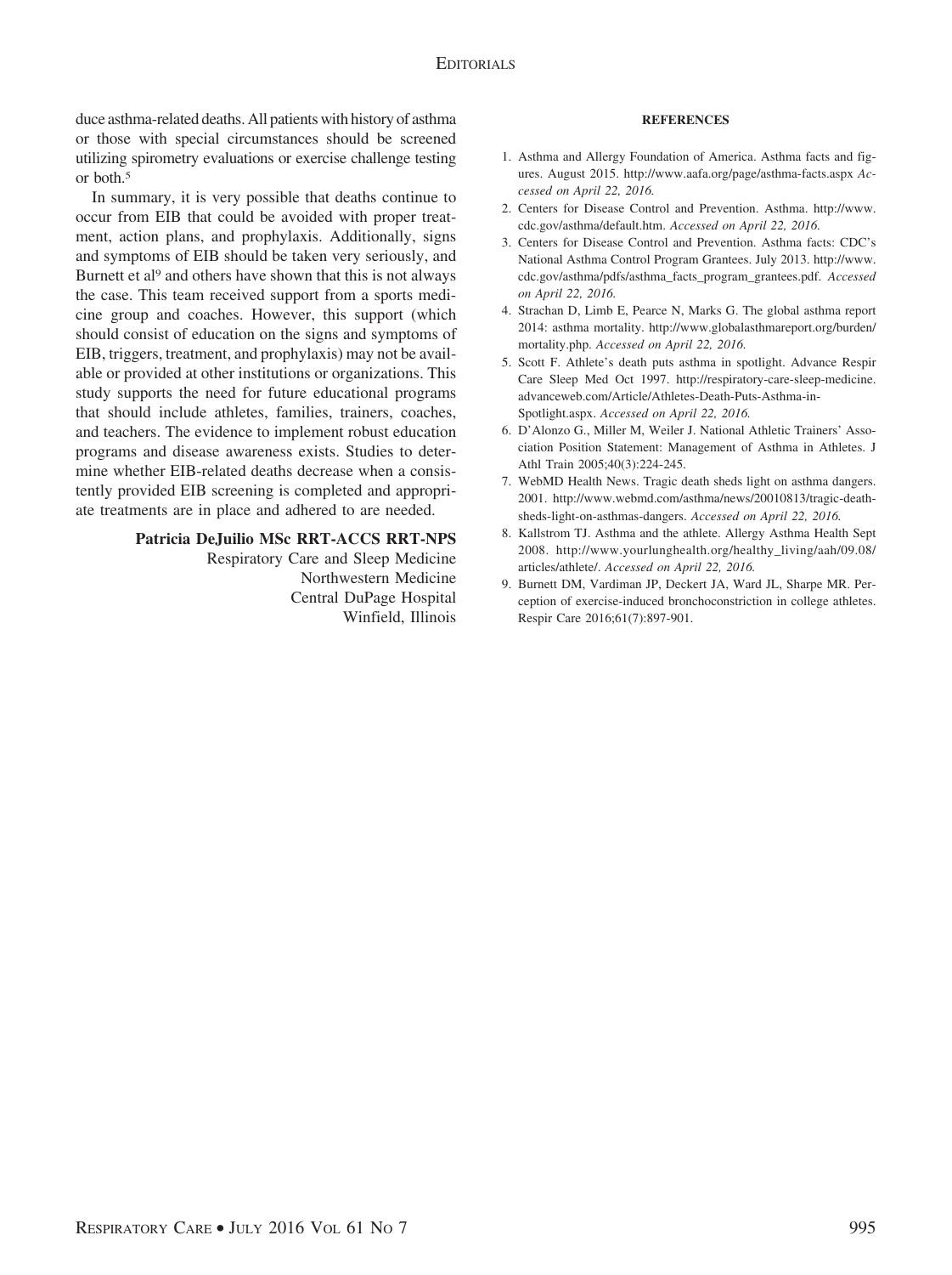duce asthma-related deaths. All patients with history of asthma or those with special circumstances should be screened utilizing spirometry evaluations or exercise challenge testing or both.[5]

In summary, it is very possible that deaths continue to occur from EIB that could be avoided with proper treatment, action plans, and prophylaxis. Additionally, signs and symptoms of EIB should be taken very seriously, and Burnett et al[9] and others have shown that this is not always the case. This team received support from a sports medicine group and coaches. However, this support (which should consist of education on the signs and symptoms of EIB, triggers, treatment, and prophylaxis) may not be available or provided at other institutions or organizations. This study supports the need for future educational programs that should include athletes, families, trainers, coaches, and teachers. The evidence to implement robust education programs and disease awareness exists. Studies to determine whether EIB-related deaths decrease when a consistently provided EIB screening is completed and appropriate treatments are in place and adhered to are needed.

**Patricia DeJuilio MSc RRT-ACCS RRT-NPS**
Respiratory Care and Sleep Medicine
Northwestern Medicine
Central DuPage Hospital
Winfield, Illinois

## REFERENCES

1. Asthma and Allergy Foundation of America. Asthma facts and figures. August 2015. http://www.aafa.org/page/asthma-facts.aspx *Accessed on April 22, 2016.*
2. Centers for Disease Control and Prevention. Asthma. http://www.cdc.gov/asthma/default.htm. *Accessed on April 22, 2016.*
3. Centers for Disease Control and Prevention. Asthma facts: CDC's National Asthma Control Program Grantees. July 2013. http://www.cdc.gov/asthma/pdfs/asthma_facts_program_grantees.pdf. *Accessed on April 22, 2016.*
4. Strachan D, Limb E, Pearce N, Marks G. The global asthma report 2014: asthma mortality. http://www.globalasthmareport.org/burden/mortality.php. *Accessed on April 22, 2016.*
5. Scott F. Athlete's death puts asthma in spotlight. Advance Respir Care Sleep Med Oct 1997. http://respiratory-care-sleep-medicine.advanceweb.com/Article/Athletes-Death-Puts-Asthma-in-Spotlight.aspx. *Accessed on April 22, 2016.*
6. D'Alonzo G., Miller M, Weiler J. National Athletic Trainers' Association Position Statement: Management of Asthma in Athletes. J Athl Train 2005;40(3):224-245.
7. WebMD Health News. Tragic death sheds light on asthma dangers. 2001. http://www.webmd.com/asthma/news/20010813/tragic-death-sheds-light-on-asthmas-dangers. *Accessed on April 22, 2016.*
8. Kallstrom TJ. Asthma and the athlete. Allergy Asthma Health Sept 2008. http://www.yourlunghealth.org/healthy_living/aah/09.08/articles/athlete/. *Accessed on April 22, 2016.*
9. Burnett DM, Vardiman JP, Deckert JA, Ward JL, Sharpe MR. Perception of exercise-induced bronchoconstriction in college athletes. Respir Care 2016;61(7):897-901.